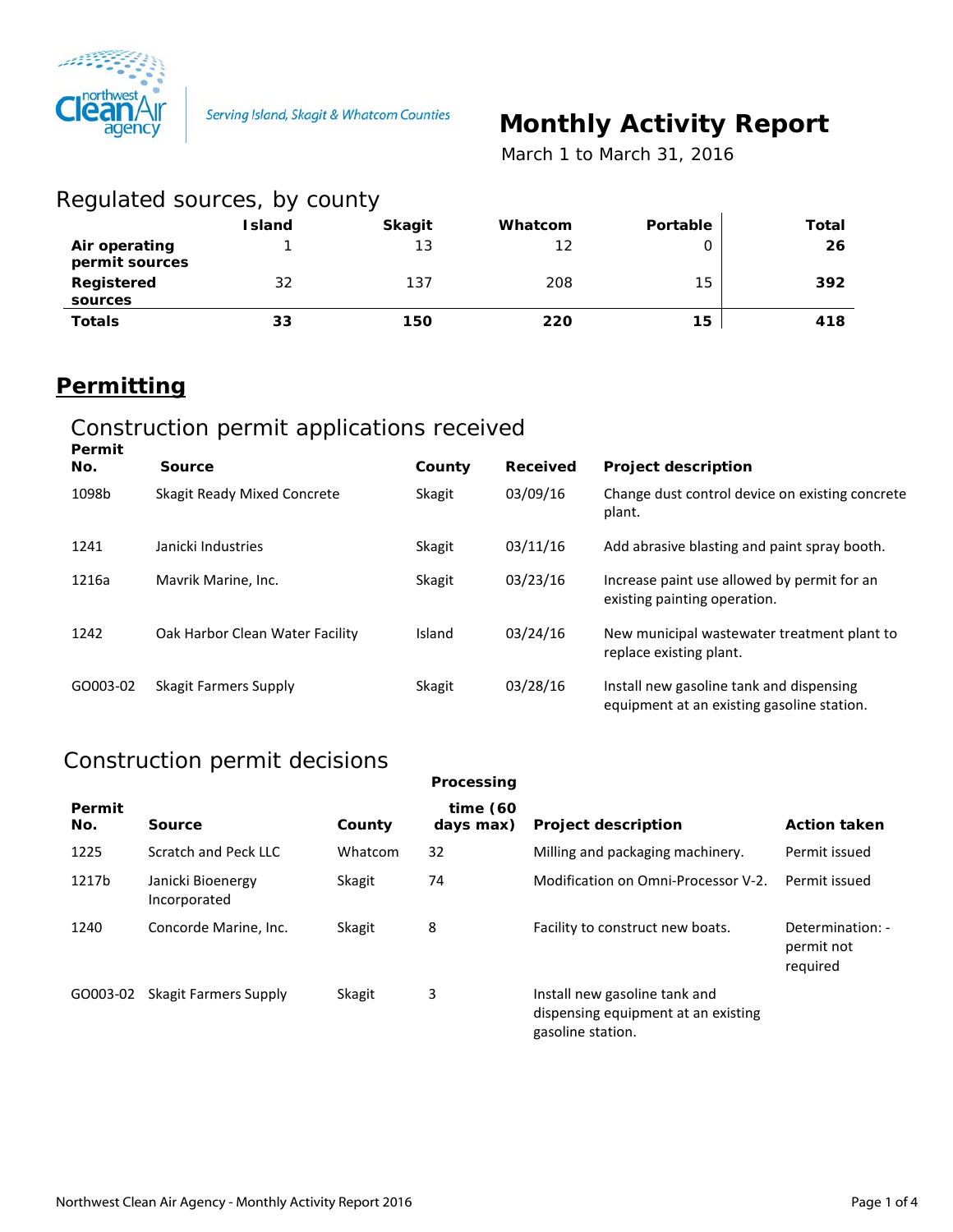Serving Island, Skagit & Whatcom Counties

# Monthly Activity Report

March 1 to March 31, 2016

## Regulated sources, by county

| | Island | Skagit | Whatcom | Portable | Total |
|---|---|---|---|---|---|
| **Air operating permit sources** | 1 | 13 | 12 | 0 | **26** |
| **Registered sources** | 32 | 137 | 208 | 15 | **392** |
| **Totals** | **33** | **150** | **220** | **15** | **418** |

# Permitting

## Construction permit applications received

| Permit No. | Source | County | Received | Project description |
|---|---|---|---|---|
| 1098b | Skagit Ready Mixed Concrete | Skagit | 03/09/16 | Change dust control device on existing concrete plant. |
| 1241 | Janicki Industries | Skagit | 03/11/16 | Add abrasive blasting and paint spray booth. |
| 1216a | Mavrik Marine, Inc. | Skagit | 03/23/16 | Increase paint use allowed by permit for an existing painting operation. |
| 1242 | Oak Harbor Clean Water Facility | Island | 03/24/16 | New municipal wastewater treatment plant to replace existing plant. |
| GO003-02 | Skagit Farmers Supply | Skagit | 03/28/16 | Install new gasoline tank and dispensing equipment at an existing gasoline station. |

## Construction permit decisions

| Permit No. | Source | County | Processing time (60 days max) | Project description | Action taken |
|---|---|---|---|---|---|
| 1225 | Scratch and Peck LLC | Whatcom | 32 | Milling and packaging machinery. | Permit issued |
| 1217b | Janicki Bioenergy Incorporated | Skagit | 74 | Modification on Omni-Processor V-2. | Permit issued |
| 1240 | Concorde Marine, Inc. | Skagit | 8 | Facility to construct new boats. | Determination: - permit not required |
| GO003-02 | Skagit Farmers Supply | Skagit | 3 | Install new gasoline tank and dispensing equipment at an existing gasoline station. | |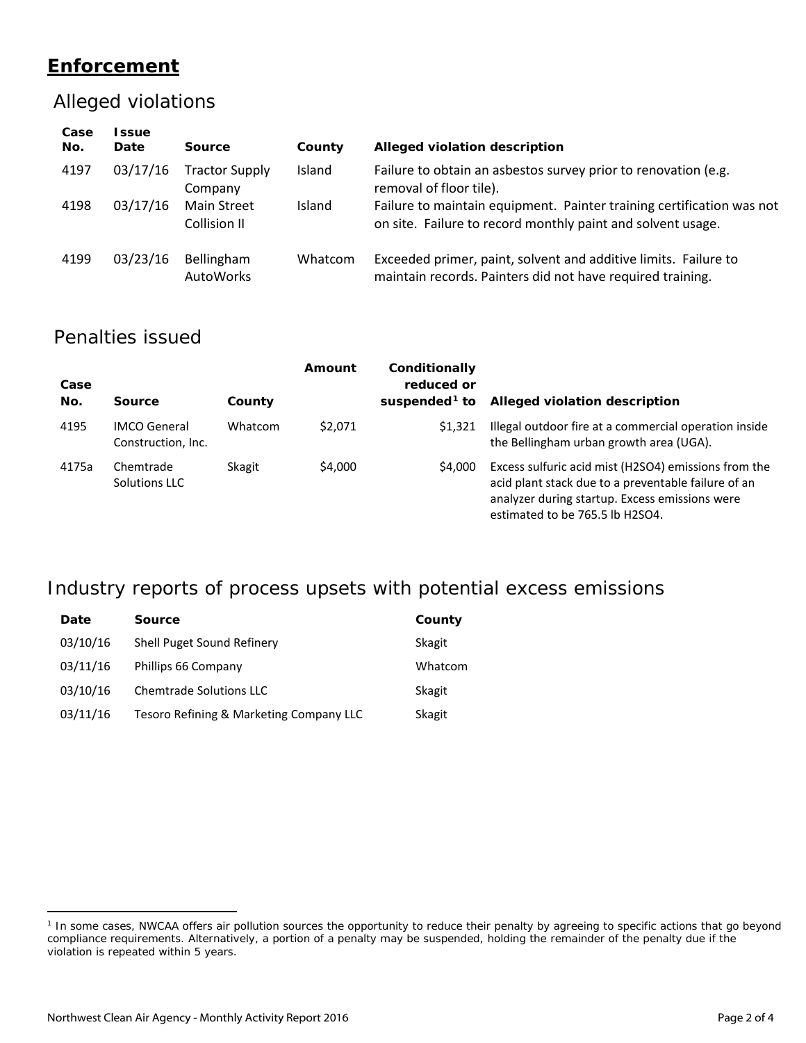## Enforcement

### Alleged violations

| Case No. | Issue Date | Source | County | Alleged violation description |
|---|---|---|---|---|
| 4197 | 03/17/16 | Tractor Supply Company | Island | Failure to obtain an asbestos survey prior to renovation (e.g. removal of floor tile). |
| 4198 | 03/17/16 | Main Street Collision II | Island | Failure to maintain equipment. Painter training certification was not on site. Failure to record monthly paint and solvent usage. |
| 4199 | 03/23/16 | Bellingham AutoWorks | Whatcom | Exceeded primer, paint, solvent and additive limits. Failure to maintain records. Painters did not have required training. |

### Penalties issued

| Case No. | Source | County | Amount | Conditionally reduced or suspended[1] to | Alleged violation description |
|---|---|---|---|---|---|
| 4195 | IMCO General Construction, Inc. | Whatcom | $2,071 | $1,321 | Illegal outdoor fire at a commercial operation inside the Bellingham urban growth area (UGA). |
| 4175a | Chemtrade Solutions LLC | Skagit | $4,000 | $4,000 | Excess sulfuric acid mist ($H_2SO_4$) emissions from the acid plant stack due to a preventable failure of an analyzer during startup. Excess emissions were estimated to be 765.5 lb $H_2SO_4$. |

### Industry reports of process upsets with potential excess emissions

| Date | Source | County |
|---|---|---|
| 03/10/16 | Shell Puget Sound Refinery | Skagit |
| 03/11/16 | Phillips 66 Company | Whatcom |
| 03/10/16 | Chemtrade Solutions LLC | Skagit |
| 03/11/16 | Tesoro Refining & Marketing Company LLC | Skagit |

[1] In some cases, NWCAA offers air pollution sources the opportunity to reduce their penalty by agreeing to specific actions that go beyond compliance requirements. Alternatively, a portion of a penalty may be suspended, holding the remainder of the penalty due if the violation is repeated within 5 years.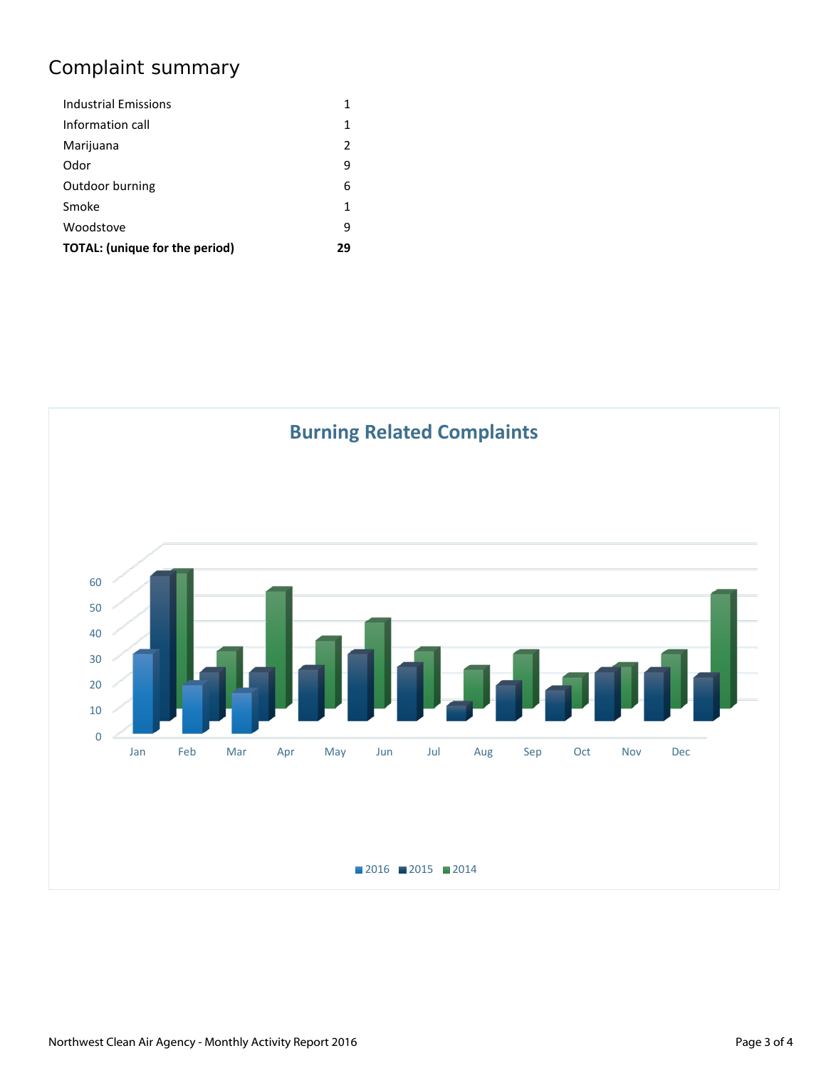## Complaint summary

| | |
|---|---|
| Industrial Emissions | 1 |
| Information call | 1 |
| Marijuana | 2 |
| Odor | 9 |
| Outdoor burning | 6 |
| Smoke | 1 |
| Woodstove | 9 |
| **TOTAL: (unique for the period)** | **29** |

**Burning Related Complaints**

60
50
40
30
20
10
0

Jan Feb Mar Apr May Jun Jul Aug Sep Oct Nov Dec

2016 2015 2014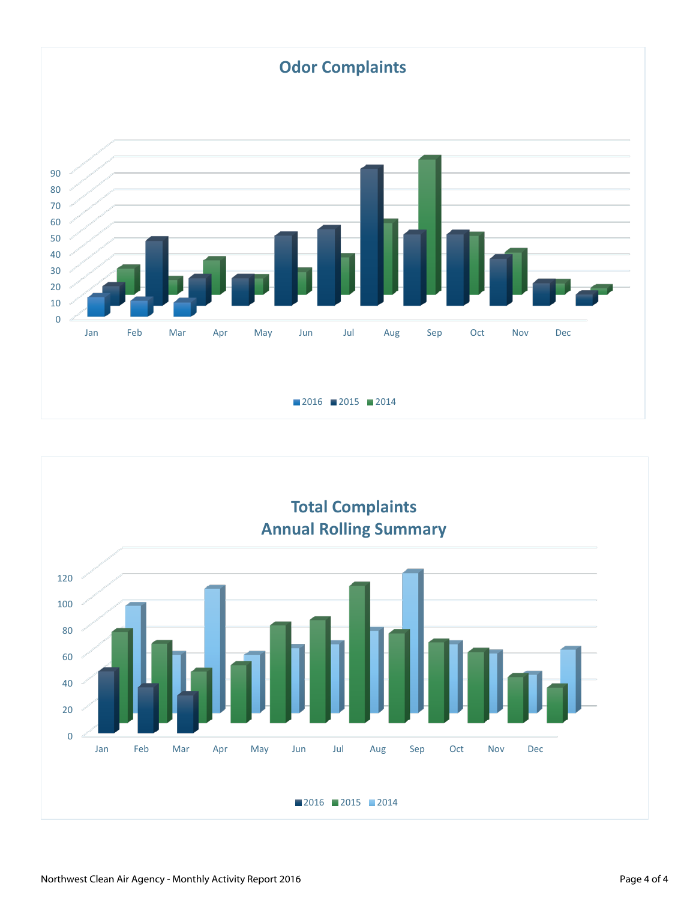## Odor Complaints

90
80
70
60
50
40
30
20
10
0

Jan Feb Mar Apr May Jun Jul Aug Sep Oct Nov Dec

2016 2015 2014

## Total Complaints Annual Rolling Summary

120
100
80
60
40
20
0

Jan Feb Mar Apr May Jun Jul Aug Sep Oct Nov Dec

2016 2015 2014